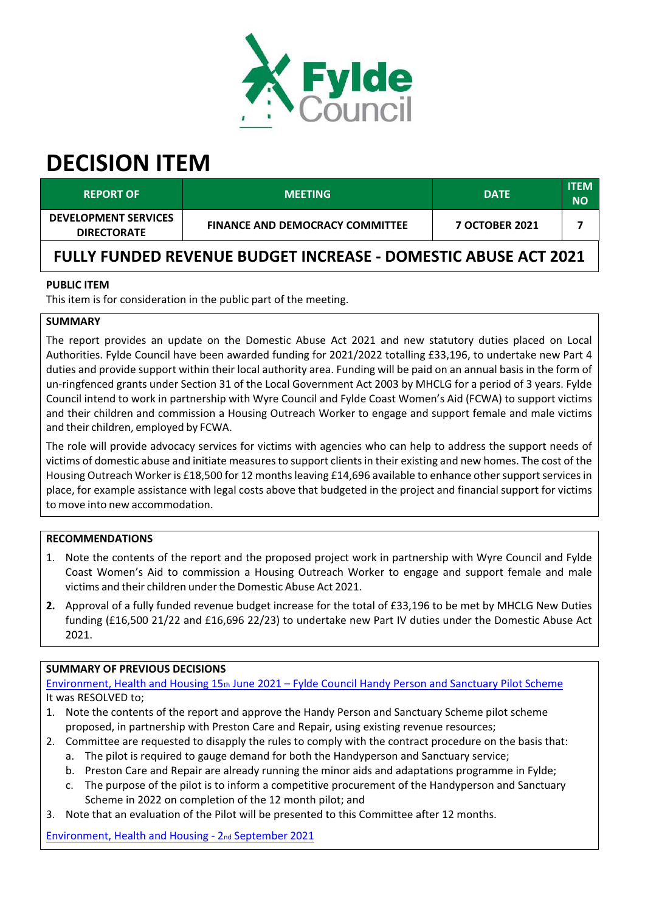# DECISION ITEM

| REPORT OF | MEETING | DATE | ITEM NO |
|---|---|---|---|
| DEVELOPMENT SERVICES DIRECTORATE | FINANCE AND DEMOCRACY COMMITTEE | 7 OCTOBER 2021 | 7 |

## FULLY FUNDED REVENUE BUDGET INCREASE - DOMESTIC ABUSE ACT 2021

**PUBLIC ITEM**

This item is for consideration in the public part of the meeting.

**SUMMARY**

The report provides an update on the Domestic Abuse Act 2021 and new statutory duties placed on Local Authorities. Fylde Council have been awarded funding for 2021/2022 totalling £33,196, to undertake new Part 4 duties and provide support within their local authority area. Funding will be paid on an annual basis in the form of un-ringfenced grants under Section 31 of the Local Government Act 2003 by MHCLG for a period of 3 years. Fylde Council intend to work in partnership with Wyre Council and Fylde Coast Women's Aid (FCWA) to support victims and their children and commission a Housing Outreach Worker to engage and support female and male victims and their children, employed by FCWA.

The role will provide advocacy services for victims with agencies who can help to address the support needs of victims of domestic abuse and initiate measures to support clients in their existing and new homes. The cost of the Housing Outreach Worker is £18,500 for 12 months leaving £14,696 available to enhance other support services in place, for example assistance with legal costs above that budgeted in the project and financial support for victims to move into new accommodation.

**RECOMMENDATIONS**

1. Note the contents of the report and the proposed project work in partnership with Wyre Council and Fylde Coast Women's Aid to commission a Housing Outreach Worker to engage and support female and male victims and their children under the Domestic Abuse Act 2021.
2. Approval of a fully funded revenue budget increase for the total of £33,196 to be met by MHCLG New Duties funding (£16,500 21/22 and £16,696 22/23) to undertake new Part IV duties under the Domestic Abuse Act 2021.

**SUMMARY OF PREVIOUS DECISIONS**

Environment, Health and Housing 15th June 2021 – Fylde Council Handy Person and Sanctuary Pilot Scheme

It was RESOLVED to;

1. Note the contents of the report and approve the Handy Person and Sanctuary Scheme pilot scheme proposed, in partnership with Preston Care and Repair, using existing revenue resources;
2. Committee are requested to disapply the rules to comply with the contract procedure on the basis that:
   a. The pilot is required to gauge demand for both the Handyperson and Sanctuary service;
   b. Preston Care and Repair are already running the minor aids and adaptations programme in Fylde;
   c. The purpose of the pilot is to inform a competitive procurement of the Handyperson and Sanctuary Scheme in 2022 on completion of the 12 month pilot; and
3. Note that an evaluation of the Pilot will be presented to this Committee after 12 months.

Environment, Health and Housing - 2nd September 2021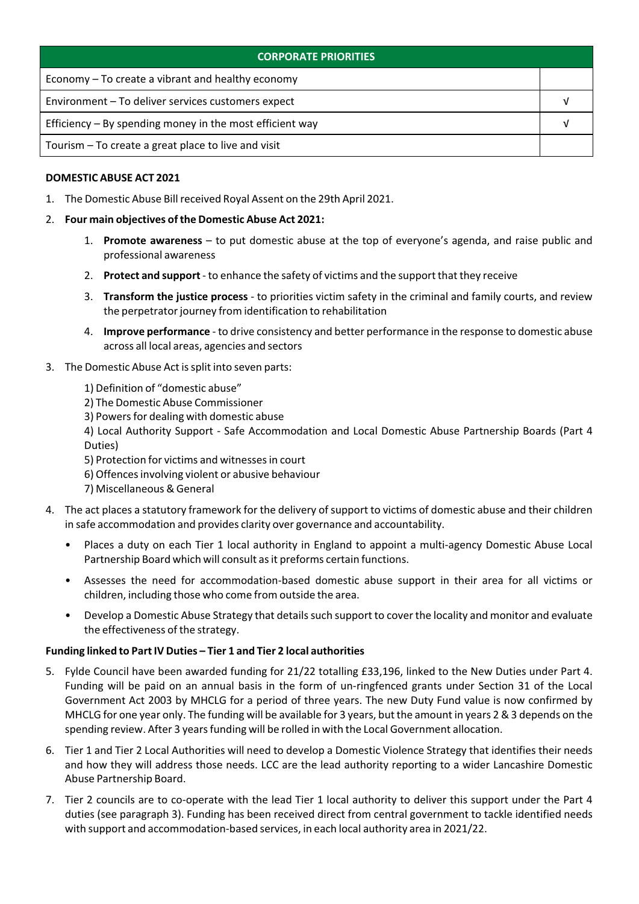| CORPORATE PRIORITIES | |
|---|---|
| Economy – To create a vibrant and healthy economy | |
| Environment – To deliver services customers expect | √ |
| Efficiency – By spending money in the most efficient way | √ |
| Tourism – To create a great place to live and visit | |

**DOMESTIC ABUSE ACT 2021**

1. The Domestic Abuse Bill received Royal Assent on the 29th April 2021.

2. **Four main objectives of the Domestic Abuse Act 2021:**

    1. **Promote awareness** – to put domestic abuse at the top of everyone's agenda, and raise public and professional awareness

    2. **Protect and support** - to enhance the safety of victims and the support that they receive

    3. **Transform the justice process** - to priorities victim safety in the criminal and family courts, and review the perpetrator journey from identification to rehabilitation

    4. **Improve performance** - to drive consistency and better performance in the response to domestic abuse across all local areas, agencies and sectors

3. The Domestic Abuse Act is split into seven parts:

    1) Definition of "domestic abuse"
    2) The Domestic Abuse Commissioner
    3) Powers for dealing with domestic abuse
    4) Local Authority Support - Safe Accommodation and Local Domestic Abuse Partnership Boards (Part 4 Duties)
    5) Protection for victims and witnesses in court
    6) Offences involving violent or abusive behaviour
    7) Miscellaneous & General

4. The act places a statutory framework for the delivery of support to victims of domestic abuse and their children in safe accommodation and provides clarity over governance and accountability.

    • Places a duty on each Tier 1 local authority in England to appoint a multi-agency Domestic Abuse Local Partnership Board which will consult as it preforms certain functions.

    • Assesses the need for accommodation-based domestic abuse support in their area for all victims or children, including those who come from outside the area.

    • Develop a Domestic Abuse Strategy that details such support to cover the locality and monitor and evaluate the effectiveness of the strategy.

**Funding linked to Part IV Duties – Tier 1 and Tier 2 local authorities**

5. Fylde Council have been awarded funding for 21/22 totalling £33,196, linked to the New Duties under Part 4. Funding will be paid on an annual basis in the form of un-ringfenced grants under Section 31 of the Local Government Act 2003 by MHCLG for a period of three years. The new Duty Fund value is now confirmed by MHCLG for one year only. The funding will be available for 3 years, but the amount in years 2 & 3 depends on the spending review. After 3 years funding will be rolled in with the Local Government allocation.

6. Tier 1 and Tier 2 Local Authorities will need to develop a Domestic Violence Strategy that identifies their needs and how they will address those needs. LCC are the lead authority reporting to a wider Lancashire Domestic Abuse Partnership Board.

7. Tier 2 councils are to co-operate with the lead Tier 1 local authority to deliver this support under the Part 4 duties (see paragraph 3). Funding has been received direct from central government to tackle identified needs with support and accommodation-based services, in each local authority area in 2021/22.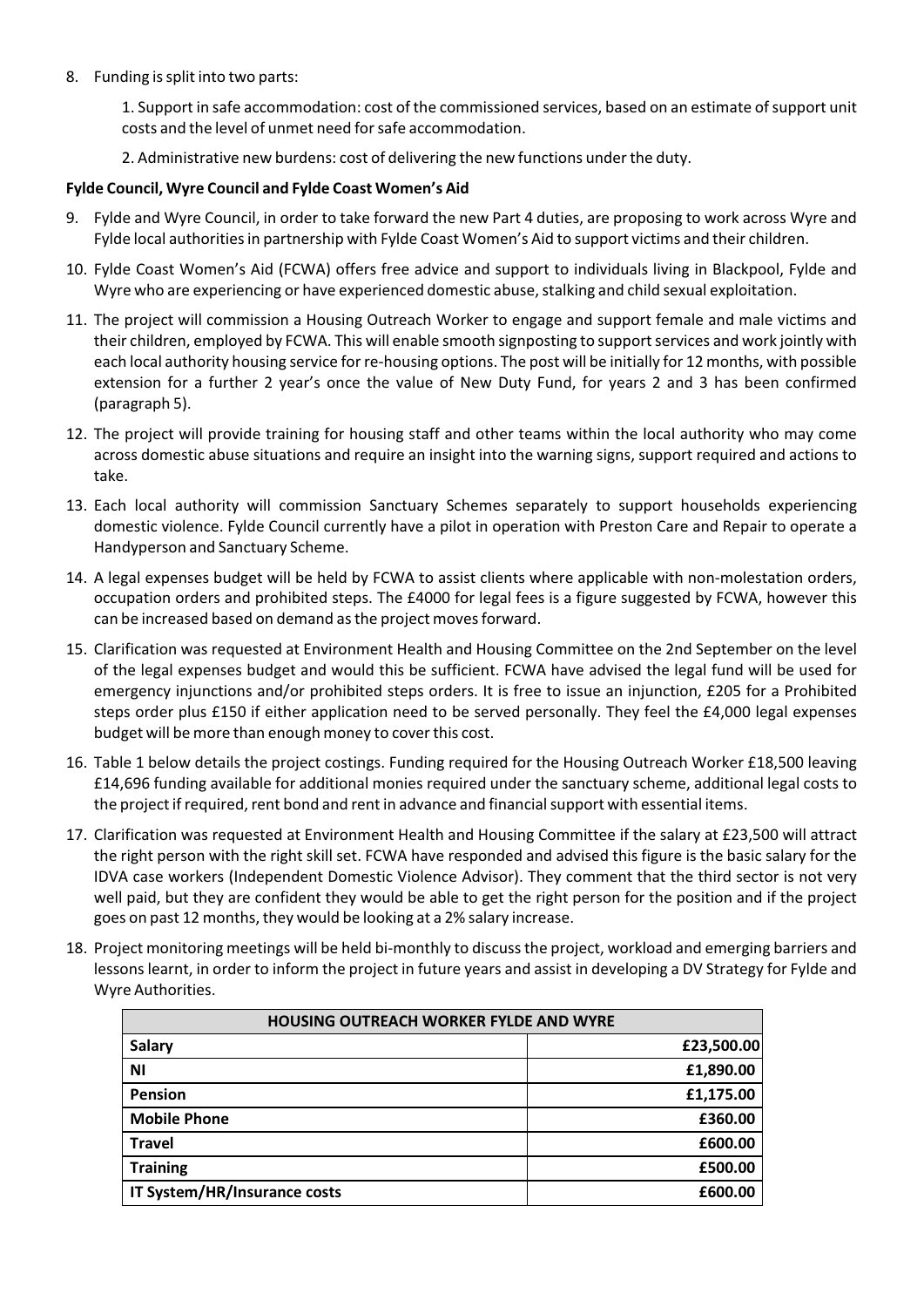8. Funding is split into two parts:

    1. Support in safe accommodation: cost of the commissioned services, based on an estimate of support unit costs and the level of unmet need for safe accommodation.

    2. Administrative new burdens: cost of delivering the new functions under the duty.

**Fylde Council, Wyre Council and Fylde Coast Women's Aid**

9. Fylde and Wyre Council, in order to take forward the new Part 4 duties, are proposing to work across Wyre and Fylde local authorities in partnership with Fylde Coast Women's Aid to support victims and their children.

10. Fylde Coast Women's Aid (FCWA) offers free advice and support to individuals living in Blackpool, Fylde and Wyre who are experiencing or have experienced domestic abuse, stalking and child sexual exploitation.

11. The project will commission a Housing Outreach Worker to engage and support female and male victims and their children, employed by FCWA. This will enable smooth signposting to support services and work jointly with each local authority housing service for re-housing options. The post will be initially for 12 months, with possible extension for a further 2 year's once the value of New Duty Fund, for years 2 and 3 has been confirmed (paragraph 5).

12. The project will provide training for housing staff and other teams within the local authority who may come across domestic abuse situations and require an insight into the warning signs, support required and actions to take.

13. Each local authority will commission Sanctuary Schemes separately to support households experiencing domestic violence. Fylde Council currently have a pilot in operation with Preston Care and Repair to operate a Handyperson and Sanctuary Scheme.

14. A legal expenses budget will be held by FCWA to assist clients where applicable with non-molestation orders, occupation orders and prohibited steps. The £4000 for legal fees is a figure suggested by FCWA, however this can be increased based on demand as the project moves forward.

15. Clarification was requested at Environment Health and Housing Committee on the 2nd September on the level of the legal expenses budget and would this be sufficient. FCWA have advised the legal fund will be used for emergency injunctions and/or prohibited steps orders. It is free to issue an injunction, £205 for a Prohibited steps order plus £150 if either application need to be served personally. They feel the £4,000 legal expenses budget will be more than enough money to cover this cost.

16. Table 1 below details the project costings. Funding required for the Housing Outreach Worker £18,500 leaving £14,696 funding available for additional monies required under the sanctuary scheme, additional legal costs to the project if required, rent bond and rent in advance and financial support with essential items.

17. Clarification was requested at Environment Health and Housing Committee if the salary at £23,500 will attract the right person with the right skill set. FCWA have responded and advised this figure is the basic salary for the IDVA case workers (Independent Domestic Violence Advisor). They comment that the third sector is not very well paid, but they are confident they would be able to get the right person for the position and if the project goes on past 12 months, they would be looking at a 2% salary increase.

18. Project monitoring meetings will be held bi-monthly to discuss the project, workload and emerging barriers and lessons learnt, in order to inform the project in future years and assist in developing a DV Strategy for Fylde and Wyre Authorities.

| HOUSING OUTREACH WORKER FYLDE AND WYRE | |
|---|---:|
| **Salary** | **£23,500.00** |
| **NI** | **£1,890.00** |
| **Pension** | **£1,175.00** |
| **Mobile Phone** | **£360.00** |
| **Travel** | **£600.00** |
| **Training** | **£500.00** |
| **IT System/HR/Insurance costs** | **£600.00** |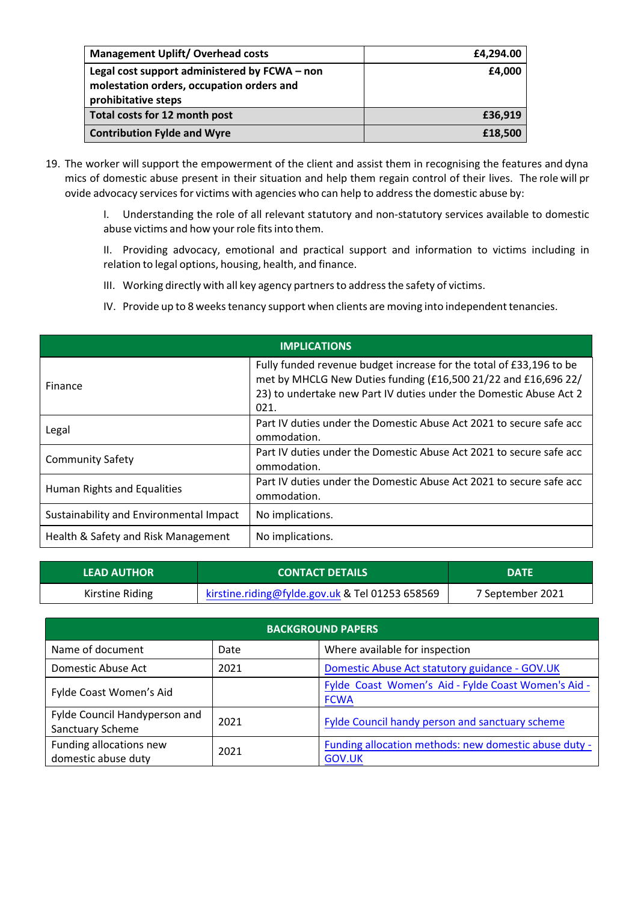| | |
|---|---|
| **Management Uplift/ Overhead costs** | **£4,294.00** |
| **Legal cost support administered by FCWA – non molestation orders, occupation orders and prohibitative steps** | **£4,000** |
| **Total costs for 12 month post** | **£36,919** |
| **Contribution Fylde and Wyre** | **£18,500** |

19. The worker will support the empowerment of the client and assist them in recognising the features and dynamics of domestic abuse present in their situation and help them regain control of their lives. The role will provide advocacy services for victims with agencies who can help to address the domestic abuse by:

    I. Understanding the role of all relevant statutory and non-statutory services available to domestic abuse victims and how your role fits into them.

    II. Providing advocacy, emotional and practical support and information to victims including in relation to legal options, housing, health, and finance.

    III. Working directly with all key agency partners to address the safety of victims.

    IV. Provide up to 8 weeks tenancy support when clients are moving into independent tenancies.

| IMPLICATIONS | |
|---|---|
| Finance | Fully funded revenue budget increase for the total of £33,196 to be met by MHCLG New Duties funding (£16,500 21/22 and £16,696 22/23) to undertake new Part IV duties under the Domestic Abuse Act 2021. |
| Legal | Part IV duties under the Domestic Abuse Act 2021 to secure safe accommodation. |
| Community Safety | Part IV duties under the Domestic Abuse Act 2021 to secure safe accommodation. |
| Human Rights and Equalities | Part IV duties under the Domestic Abuse Act 2021 to secure safe accommodation. |
| Sustainability and Environmental Impact | No implications. |
| Health & Safety and Risk Management | No implications. |

| LEAD AUTHOR | CONTACT DETAILS | DATE |
|---|---|---|
| Kirstine Riding | kirstine.riding@fylde.gov.uk & Tel 01253 658569 | 7 September 2021 |

| BACKGROUND PAPERS | | |
|---|---|---|
| Name of document | Date | Where available for inspection |
| Domestic Abuse Act | 2021 | Domestic Abuse Act statutory guidance - GOV.UK |
| Fylde Coast Women's Aid | | Fylde Coast Women's Aid - Fylde Coast Women's Aid - FCWA |
| Fylde Council Handyperson and Sanctuary Scheme | 2021 | Fylde Council handy person and sanctuary scheme |
| Funding allocations new domestic abuse duty | 2021 | Funding allocation methods: new domestic abuse duty - GOV.UK |